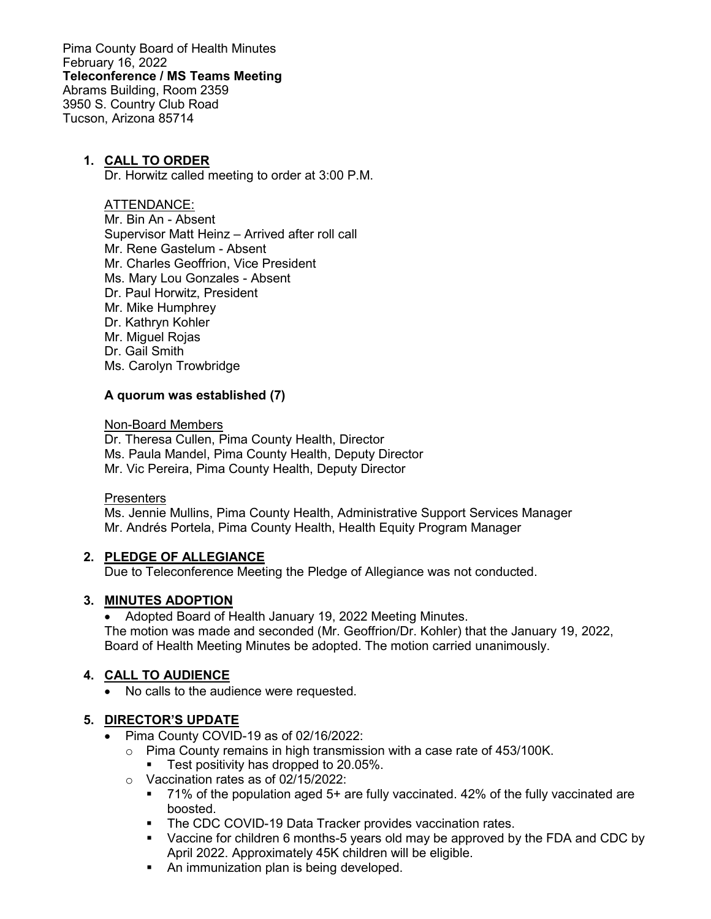Pima County Board of Health Minutes
February 16, 2022
**Teleconference / MS Teams Meeting**
Abrams Building, Room 2359
3950 S. Country Club Road
Tucson, Arizona 85714

1. **CALL TO ORDER**
   Dr. Horwitz called meeting to order at 3:00 P.M.

   ATTENDANCE:
   Mr. Bin An - Absent
   Supervisor Matt Heinz – Arrived after roll call
   Mr. Rene Gastelum - Absent
   Mr. Charles Geoffrion, Vice President
   Ms. Mary Lou Gonzales - Absent
   Dr. Paul Horwitz, President
   Mr. Mike Humphrey
   Dr. Kathryn Kohler
   Mr. Miguel Rojas
   Dr. Gail Smith
   Ms. Carolyn Trowbridge

   **A quorum was established (7)**

   Non-Board Members
   Dr. Theresa Cullen, Pima County Health, Director
   Ms. Paula Mandel, Pima County Health, Deputy Director
   Mr. Vic Pereira, Pima County Health, Deputy Director

   Presenters
   Ms. Jennie Mullins, Pima County Health, Administrative Support Services Manager
   Mr. Andrés Portela, Pima County Health, Health Equity Program Manager

2. **PLEDGE OF ALLEGIANCE**
   Due to Teleconference Meeting the Pledge of Allegiance was not conducted.

3. **MINUTES ADOPTION**
   - Adopted Board of Health January 19, 2022 Meeting Minutes.

   The motion was made and seconded (Mr. Geoffrion/Dr. Kohler) that the January 19, 2022, Board of Health Meeting Minutes be adopted. The motion carried unanimously.

4. **CALL TO AUDIENCE**
   - No calls to the audience were requested.

5. **DIRECTOR'S UPDATE**
   - Pima County COVID-19 as of 02/16/2022:
     - Pima County remains in high transmission with a case rate of 453/100K.
       - Test positivity has dropped to 20.05%.
     - Vaccination rates as of 02/15/2022:
       - 71% of the population aged 5+ are fully vaccinated. 42% of the fully vaccinated are boosted.
       - The CDC COVID-19 Data Tracker provides vaccination rates.
       - Vaccine for children 6 months-5 years old may be approved by the FDA and CDC by April 2022. Approximately 45K children will be eligible.
       - An immunization plan is being developed.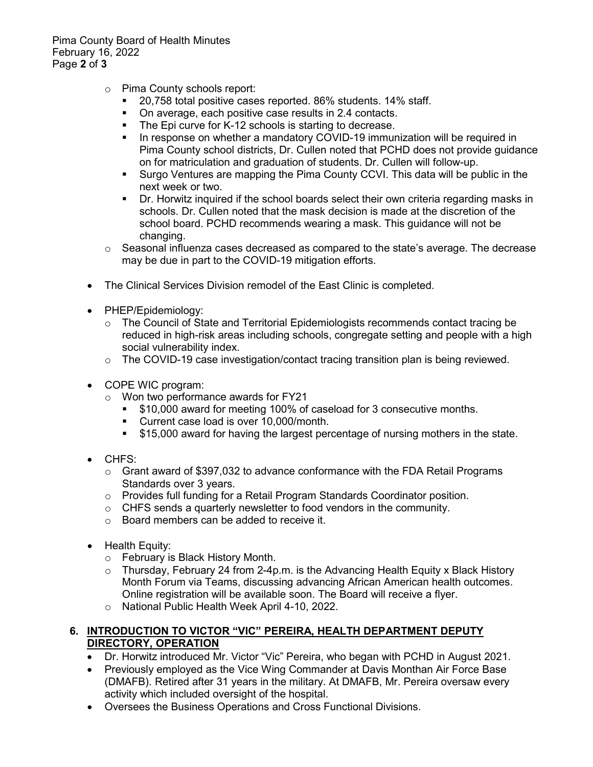- Pima County schools report:
  - 20,758 total positive cases reported. 86% students. 14% staff.
  - On average, each positive case results in 2.4 contacts.
  - The Epi curve for K-12 schools is starting to decrease.
  - In response on whether a mandatory COVID-19 immunization will be required in Pima County school districts, Dr. Cullen noted that PCHD does not provide guidance on for matriculation and graduation of students. Dr. Cullen will follow-up.
  - Surgo Ventures are mapping the Pima County CCVI. This data will be public in the next week or two.
  - Dr. Horwitz inquired if the school boards select their own criteria regarding masks in schools. Dr. Cullen noted that the mask decision is made at the discretion of the school board. PCHD recommends wearing a mask. This guidance will not be changing.
- Seasonal influenza cases decreased as compared to the state's average. The decrease may be due in part to the COVID-19 mitigation efforts.

- The Clinical Services Division remodel of the East Clinic is completed.

- PHEP/Epidemiology:
  - The Council of State and Territorial Epidemiologists recommends contact tracing be reduced in high-risk areas including schools, congregate setting and people with a high social vulnerability index.
  - The COVID-19 case investigation/contact tracing transition plan is being reviewed.

- COPE WIC program:
  - Won two performance awards for FY21
    - $10,000 award for meeting 100% of caseload for 3 consecutive months.
    - Current case load is over 10,000/month.
    - $15,000 award for having the largest percentage of nursing mothers in the state.

- CHFS:
  - Grant award of $397,032 to advance conformance with the FDA Retail Programs Standards over 3 years.
  - Provides full funding for a Retail Program Standards Coordinator position.
  - CHFS sends a quarterly newsletter to food vendors in the community.
  - Board members can be added to receive it.

- Health Equity:
  - February is Black History Month.
  - Thursday, February 24 from 2-4p.m. is the Advancing Health Equity x Black History Month Forum via Teams, discussing advancing African American health outcomes. Online registration will be available soon. The Board will receive a flyer.
  - National Public Health Week April 4-10, 2022.

## 6. INTRODUCTION TO VICTOR "VIC" PEREIRA, HEALTH DEPARTMENT DEPUTY DIRECTORY, OPERATION

- Dr. Horwitz introduced Mr. Victor "Vic" Pereira, who began with PCHD in August 2021.
- Previously employed as the Vice Wing Commander at Davis Monthan Air Force Base (DMAFB). Retired after 31 years in the military. At DMAFB, Mr. Pereira oversaw every activity which included oversight of the hospital.
- Oversees the Business Operations and Cross Functional Divisions.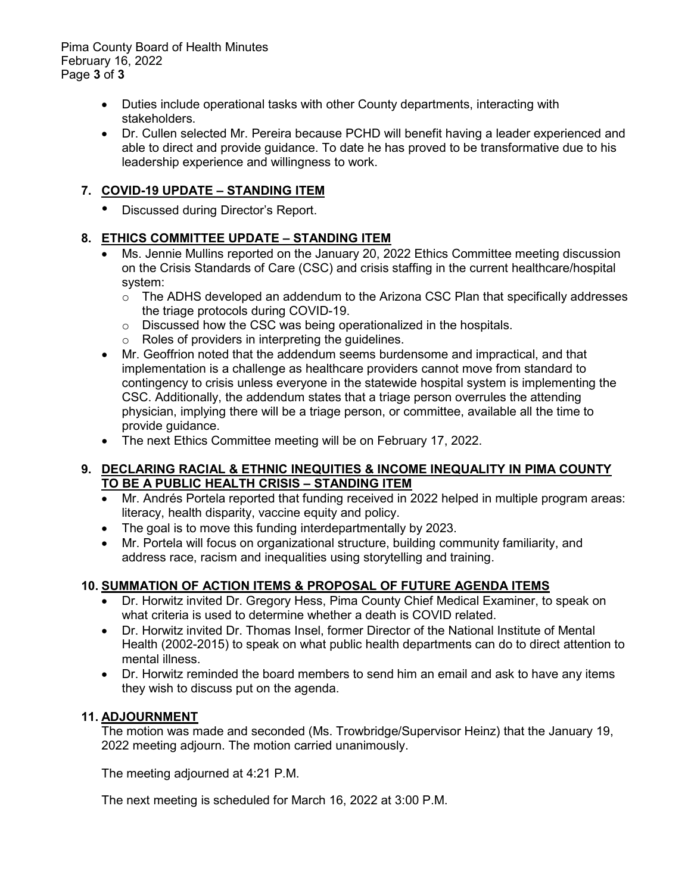- Duties include operational tasks with other County departments, interacting with stakeholders.
- Dr. Cullen selected Mr. Pereira because PCHD will benefit having a leader experienced and able to direct and provide guidance. To date he has proved to be transformative due to his leadership experience and willingness to work.

## 7. COVID-19 UPDATE – STANDING ITEM

- Discussed during Director's Report.

## 8. ETHICS COMMITTEE UPDATE – STANDING ITEM

- Ms. Jennie Mullins reported on the January 20, 2022 Ethics Committee meeting discussion on the Crisis Standards of Care (CSC) and crisis staffing in the current healthcare/hospital system:
  - The ADHS developed an addendum to the Arizona CSC Plan that specifically addresses the triage protocols during COVID-19.
  - Discussed how the CSC was being operationalized in the hospitals.
  - Roles of providers in interpreting the guidelines.
- Mr. Geoffrion noted that the addendum seems burdensome and impractical, and that implementation is a challenge as healthcare providers cannot move from standard to contingency to crisis unless everyone in the statewide hospital system is implementing the CSC. Additionally, the addendum states that a triage person overrules the attending physician, implying there will be a triage person, or committee, available all the time to provide guidance.
- The next Ethics Committee meeting will be on February 17, 2022.

## 9. DECLARING RACIAL & ETHNIC INEQUITIES & INCOME INEQUALITY IN PIMA COUNTY TO BE A PUBLIC HEALTH CRISIS – STANDING ITEM

- Mr. Andrés Portela reported that funding received in 2022 helped in multiple program areas: literacy, health disparity, vaccine equity and policy.
- The goal is to move this funding interdepartmentally by 2023.
- Mr. Portela will focus on organizational structure, building community familiarity, and address race, racism and inequalities using storytelling and training.

## 10. SUMMATION OF ACTION ITEMS & PROPOSAL OF FUTURE AGENDA ITEMS

- Dr. Horwitz invited Dr. Gregory Hess, Pima County Chief Medical Examiner, to speak on what criteria is used to determine whether a death is COVID related.
- Dr. Horwitz invited Dr. Thomas Insel, former Director of the National Institute of Mental Health (2002-2015) to speak on what public health departments can do to direct attention to mental illness.
- Dr. Horwitz reminded the board members to send him an email and ask to have any items they wish to discuss put on the agenda.

## 11. ADJOURNMENT

The motion was made and seconded (Ms. Trowbridge/Supervisor Heinz) that the January 19, 2022 meeting adjourn. The motion carried unanimously.

The meeting adjourned at 4:21 P.M.

The next meeting is scheduled for March 16, 2022 at 3:00 P.M.